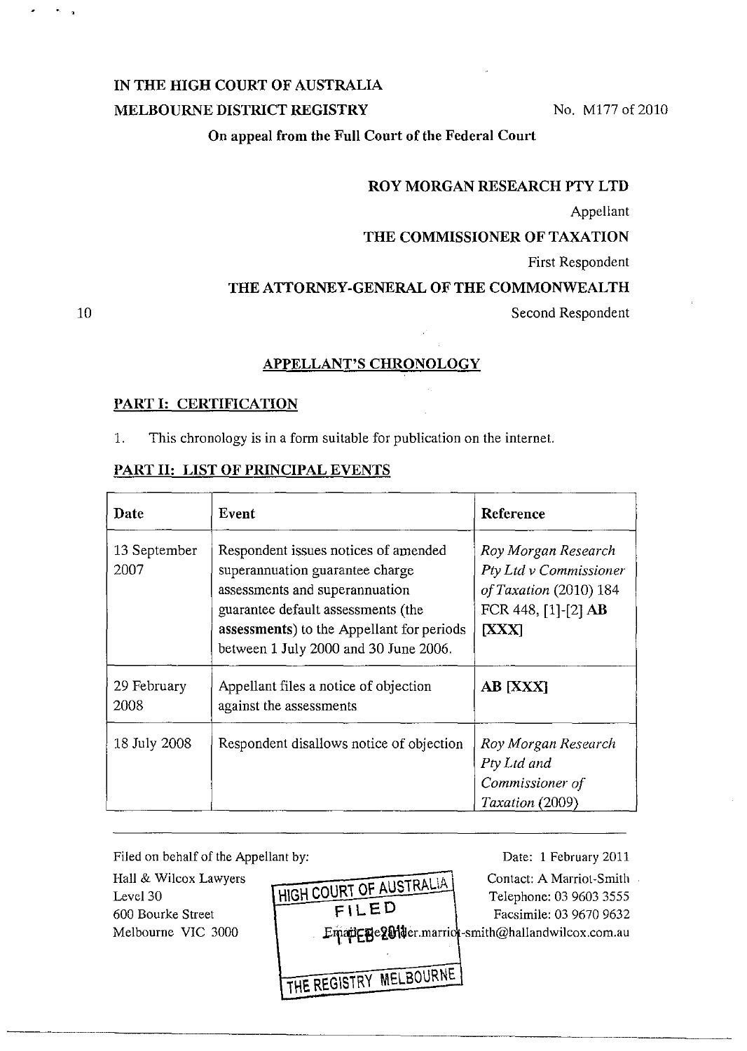IN THE HIGH COURT OF AUSTRALIA
MELBOURNE DISTRICT REGISTRY

No. M177 of 2010

On appeal from the Full Court of the Federal Court

ROY MORGAN RESEARCH PTY LTD

Appellant

THE COMMISSIONER OF TAXATION

First Respondent

THE ATTORNEY-GENERAL OF THE COMMONWEALTH

Second Respondent

## APPELLANT'S CHRONOLOGY

### PART I: CERTIFICATION

1. This chronology is in a form suitable for publication on the internet.

### PART II: LIST OF PRINCIPAL EVENTS

| Date | Event | Reference |
|---|---|---|
| 13 September 2007 | Respondent issues notices of amended superannuation guarantee charge assessments and superannuation guarantee default assessments (the **assessments**) to the Appellant for periods between 1 July 2000 and 30 June 2006. | *Roy Morgan Research Pty Ltd v Commissioner of Taxation* (2010) 184 FCR 448, [1]-[2] **AB [XXX]** |
| 29 February 2008 | Appellant files a notice of objection against the assessments | **AB [XXX]** |
| 18 July 2008 | Respondent disallows notice of objection | *Roy Morgan Research Pty Ltd and Commissioner of Taxation* (2009) |

Filed on behalf of the Appellant by:

Hall & Wilcox Lawyers
Level 30
600 Bourke Street
Melbourne VIC 3000

Date: 1 February 2011

Contact: A Marriot-Smith
Telephone: 03 9603 3555
Facsimile: 03 9670 9632
Email: alexander.marriot-smith@hallandwilcox.com.au

HIGH COURT OF AUSTRALIA
FILED
1 FEB 2011
THE REGISTRY MELBOURNE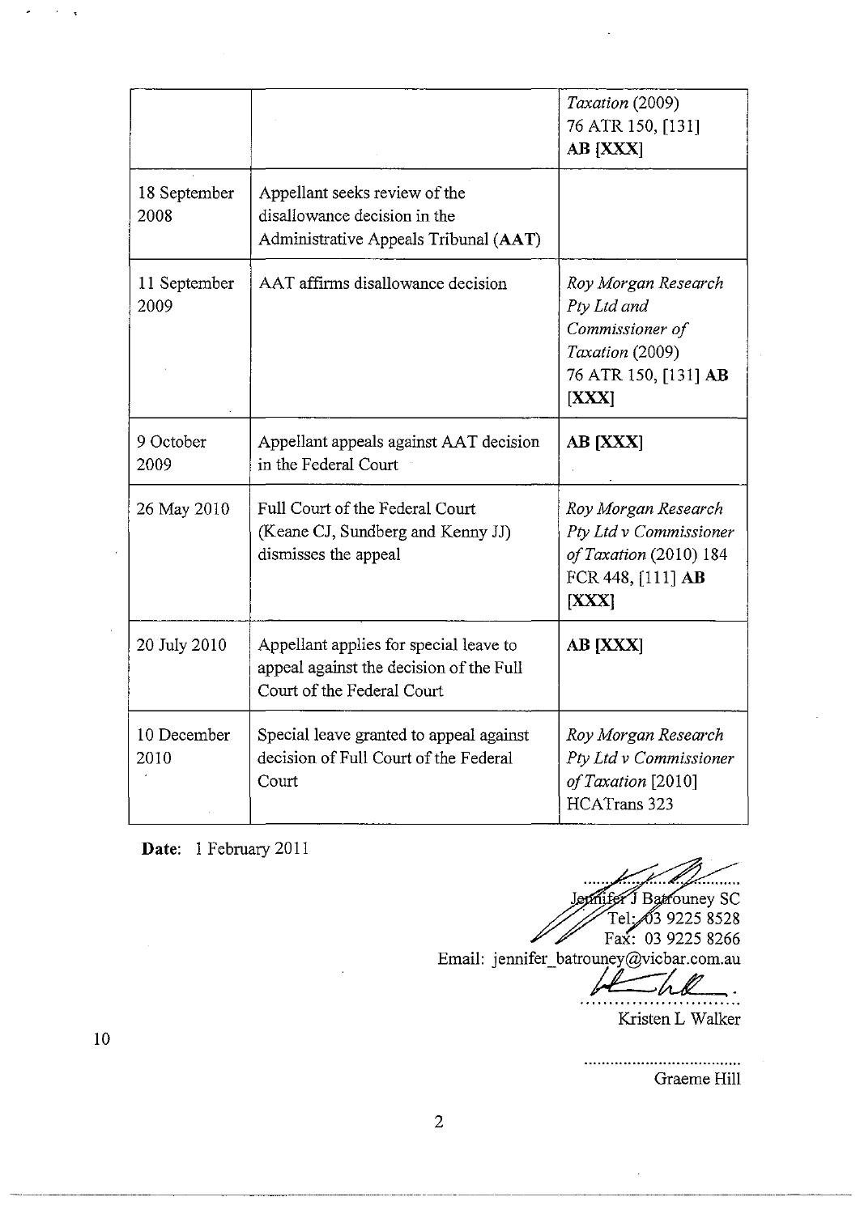| | | |
|---|---|---|
| | | *Taxation* (2009) 76 ATR 150, [131] **AB [XXX]** |
| 18 September 2008 | Appellant seeks review of the disallowance decision in the Administrative Appeals Tribunal (**AAT**) | |
| 11 September 2009 | AAT affirms disallowance decision | *Roy Morgan Research Pty Ltd and Commissioner of Taxation* (2009) 76 ATR 150, [131] **AB [XXX]** |
| 9 October 2009 | Appellant appeals against AAT decision in the Federal Court | **AB [XXX]** |
| 26 May 2010 | Full Court of the Federal Court (Keane CJ, Sundberg and Kenny JJ) dismisses the appeal | *Roy Morgan Research Pty Ltd v Commissioner of Taxation* (2010) 184 FCR 448, [111] **AB [XXX]** |
| 20 July 2010 | Appellant applies for special leave to appeal against the decision of the Full Court of the Federal Court | **AB [XXX]** |
| 10 December 2010 | Special leave granted to appeal against decision of Full Court of the Federal Court | *Roy Morgan Research Pty Ltd v Commissioner of Taxation* [2010] HCATrans 323 |

**Date:** 1 February 2011

Jennifer J Batrouney SC
Tel: 03 9225 8528
Fax: 03 9225 8266
Email: jennifer_batrouney@vicbar.com.au

Kristen L Walker

Graeme Hill